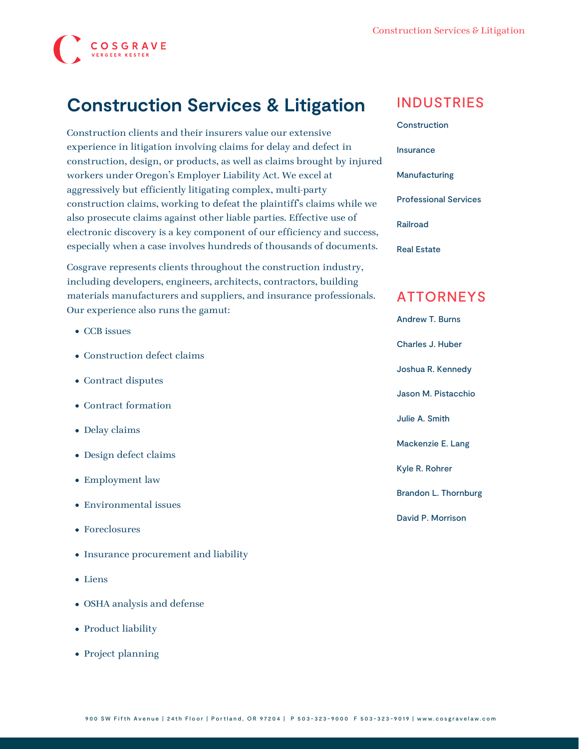# Construction Services & Litigation

Construction clients and their insurers value our extensive experience in litigation involving claims for delay and defect in construction, design, or products, as well as claims brought by injured workers under Oregon's Employer Liability Act. We excel at aggressively but efficiently litigating complex, multi-party construction claims, working to defeat the plaintiff's claims while we also prosecute claims against other liable parties. Effective use of electronic discovery is a key component of our efficiency and success, especially when a case involves hundreds of thousands of documents.

Cosgrave represents clients throughout the construction industry, including developers, engineers, architects, contractors, building materials manufacturers and suppliers, and insurance professionals. Our experience also runs the gamut:

- CCB issues
- Construction defect claims
- Contract disputes
- Contract formation
- Delay claims
- Design defect claims
- Employment law
- Environmental issues
- Foreclosures
- Insurance procurement and liability
- Liens
- OSHA analysis and defense
- Product liability
- Project planning

## INDUSTRIES

Construction

Insurance

Manufacturing

Professional Services

Railroad

Real Estate

## ATTORNEYS

Andrew T. Burns

Charles J. Huber

Joshua R. Kennedy

Jason M. Pistacchio

Julie A. Smith

Mackenzie E. Lang

Kyle R. Rohrer

Brandon L. Thornburg

David P. Morrison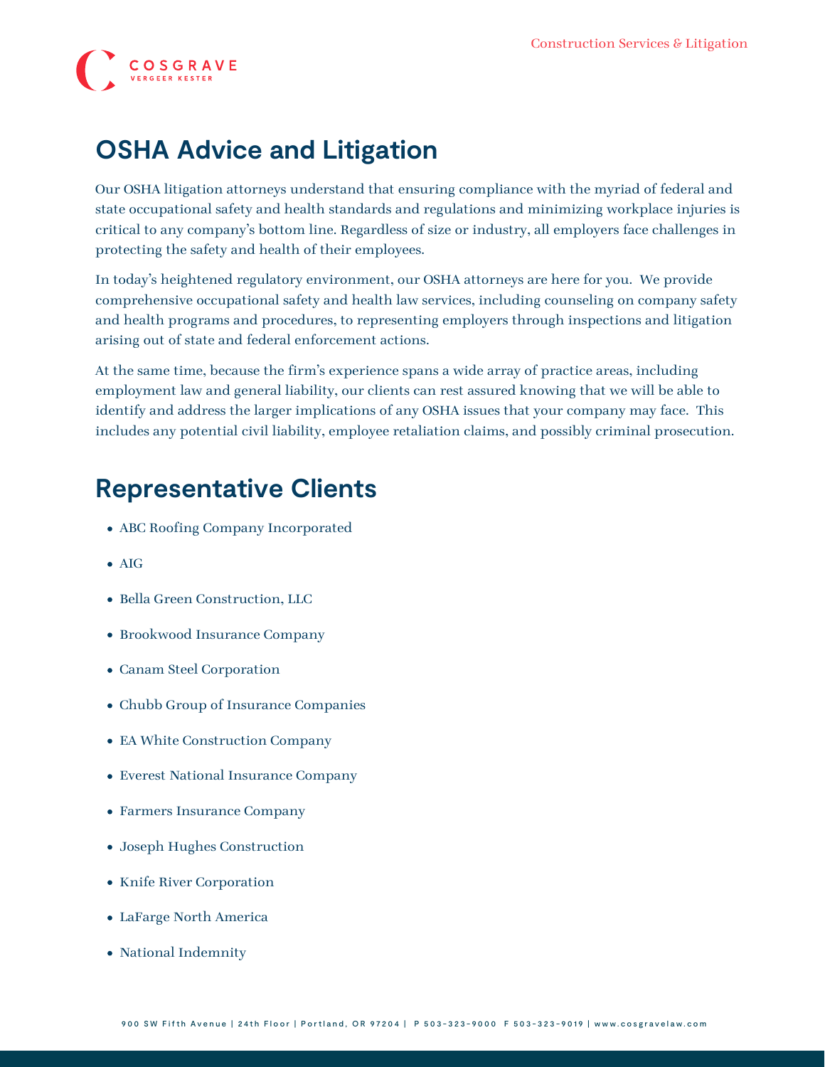## OSHA Advice and Litigation

Our OSHA litigation attorneys understand that ensuring compliance with the myriad of federal and state occupational safety and health standards and regulations and minimizing workplace injuries is critical to any company's bottom line. Regardless of size or industry, all employers face challenges in protecting the safety and health of their employees.

In today's heightened regulatory environment, our OSHA attorneys are here for you. We provide comprehensive occupational safety and health law services, including counseling on company safety and health programs and procedures, to representing employers through inspections and litigation arising out of state and federal enforcement actions.

At the same time, because the firm's experience spans a wide array of practice areas, including employment law and general liability, our clients can rest assured knowing that we will be able to identify and address the larger implications of any OSHA issues that your company may face. This includes any potential civil liability, employee retaliation claims, and possibly criminal prosecution.

## Representative Clients

- ABC Roofing Company Incorporated
- AIG
- Bella Green Construction, LLC
- Brookwood Insurance Company
- Canam Steel Corporation
- Chubb Group of Insurance Companies
- EA White Construction Company
- Everest National Insurance Company
- Farmers Insurance Company
- Joseph Hughes Construction
- Knife River Corporation
- LaFarge North America
- National Indemnity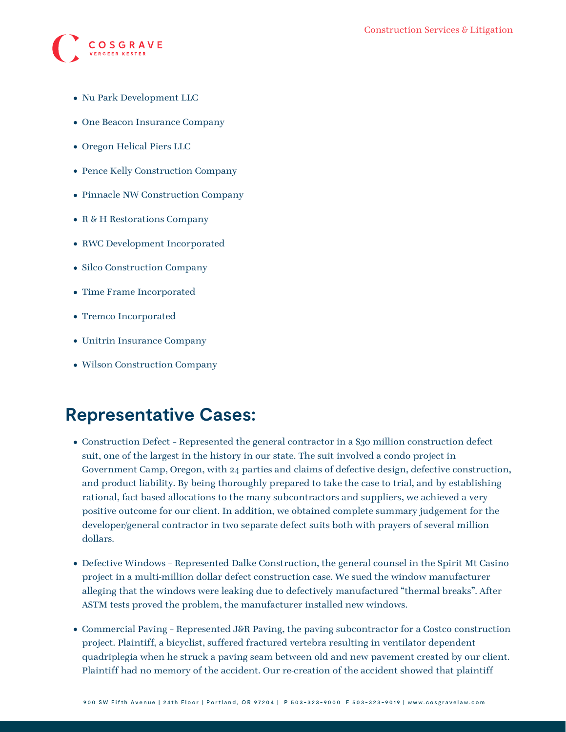- Nu Park Development LLC
- One Beacon Insurance Company
- Oregon Helical Piers LLC
- Pence Kelly Construction Company
- Pinnacle NW Construction Company
- R & H Restorations Company
- RWC Development Incorporated
- Silco Construction Company
- Time Frame Incorporated
- Tremco Incorporated
- Unitrin Insurance Company
- Wilson Construction Company

## Representative Cases:

- Construction Defect – Represented the general contractor in a $30 million construction defect suit, one of the largest in the history in our state. The suit involved a condo project in Government Camp, Oregon, with 24 parties and claims of defective design, defective construction, and product liability. By being thoroughly prepared to take the case to trial, and by establishing rational, fact based allocations to the many subcontractors and suppliers, we achieved a very positive outcome for our client. In addition, we obtained complete summary judgement for the developer/general contractor in two separate defect suits both with prayers of several million dollars.
- Defective Windows – Represented Dalke Construction, the general counsel in the Spirit Mt Casino project in a multi-million dollar defect construction case. We sued the window manufacturer alleging that the windows were leaking due to defectively manufactured "thermal breaks". After ASTM tests proved the problem, the manufacturer installed new windows.
- Commercial Paving – Represented J&R Paving, the paving subcontractor for a Costco construction project. Plaintiff, a bicyclist, suffered fractured vertebra resulting in ventilator dependent quadriplegia when he struck a paving seam between old and new pavement created by our client. Plaintiff had no memory of the accident. Our re-creation of the accident showed that plaintiff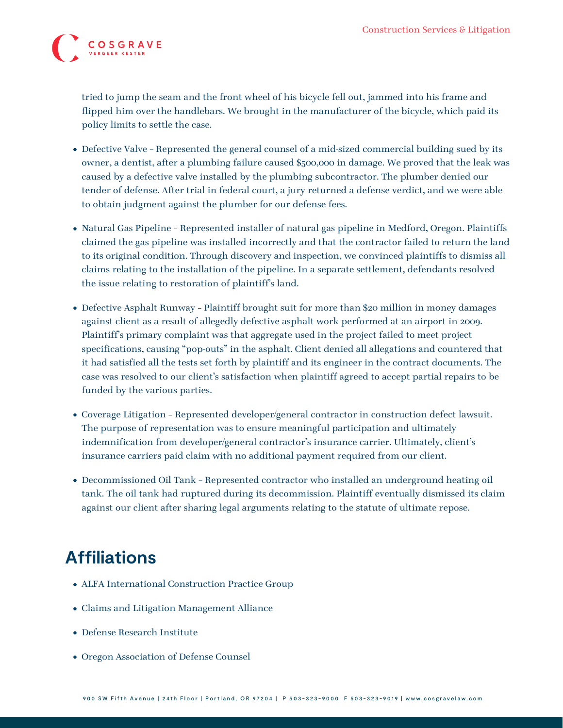tried to jump the seam and the front wheel of his bicycle fell out, jammed into his frame and flipped him over the handlebars. We brought in the manufacturer of the bicycle, which paid its policy limits to settle the case.

- Defective Valve – Represented the general counsel of a mid-sized commercial building sued by its owner, a dentist, after a plumbing failure caused $500,000 in damage. We proved that the leak was caused by a defective valve installed by the plumbing subcontractor. The plumber denied our tender of defense. After trial in federal court, a jury returned a defense verdict, and we were able to obtain judgment against the plumber for our defense fees.
- Natural Gas Pipeline – Represented installer of natural gas pipeline in Medford, Oregon. Plaintiffs claimed the gas pipeline was installed incorrectly and that the contractor failed to return the land to its original condition. Through discovery and inspection, we convinced plaintiffs to dismiss all claims relating to the installation of the pipeline. In a separate settlement, defendants resolved the issue relating to restoration of plaintiff's land.
- Defective Asphalt Runway – Plaintiff brought suit for more than $20 million in money damages against client as a result of allegedly defective asphalt work performed at an airport in 2009. Plaintiff's primary complaint was that aggregate used in the project failed to meet project specifications, causing "pop-outs" in the asphalt. Client denied all allegations and countered that it had satisfied all the tests set forth by plaintiff and its engineer in the contract documents. The case was resolved to our client's satisfaction when plaintiff agreed to accept partial repairs to be funded by the various parties.
- Coverage Litigation – Represented developer/general contractor in construction defect lawsuit. The purpose of representation was to ensure meaningful participation and ultimately indemnification from developer/general contractor's insurance carrier. Ultimately, client's insurance carriers paid claim with no additional payment required from our client.
- Decommissioned Oil Tank – Represented contractor who installed an underground heating oil tank. The oil tank had ruptured during its decommission. Plaintiff eventually dismissed its claim against our client after sharing legal arguments relating to the statute of ultimate repose.

## Affiliations

- ALFA International Construction Practice Group
- Claims and Litigation Management Alliance
- Defense Research Institute
- Oregon Association of Defense Counsel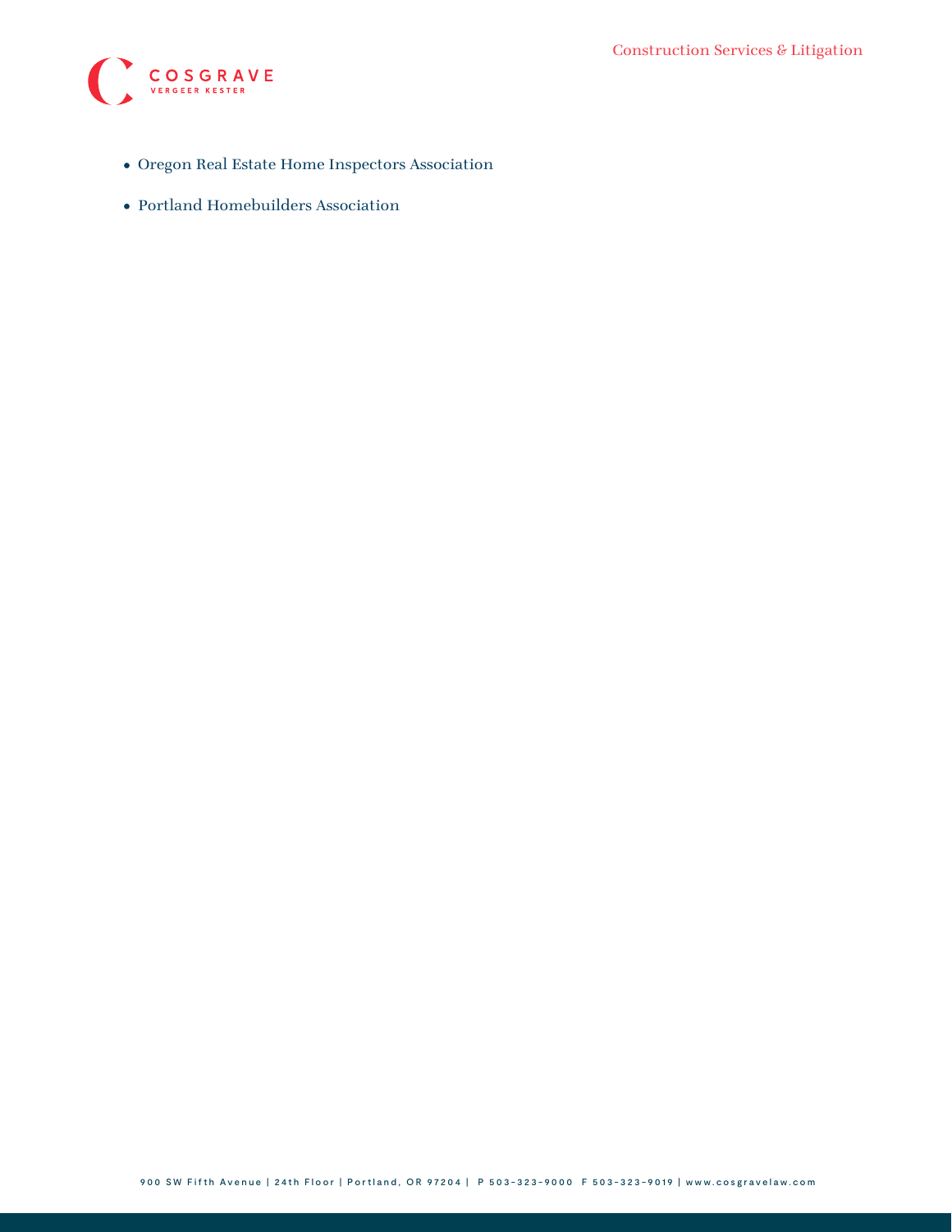- Oregon Real Estate Home Inspectors Association
- Portland Homebuilders Association